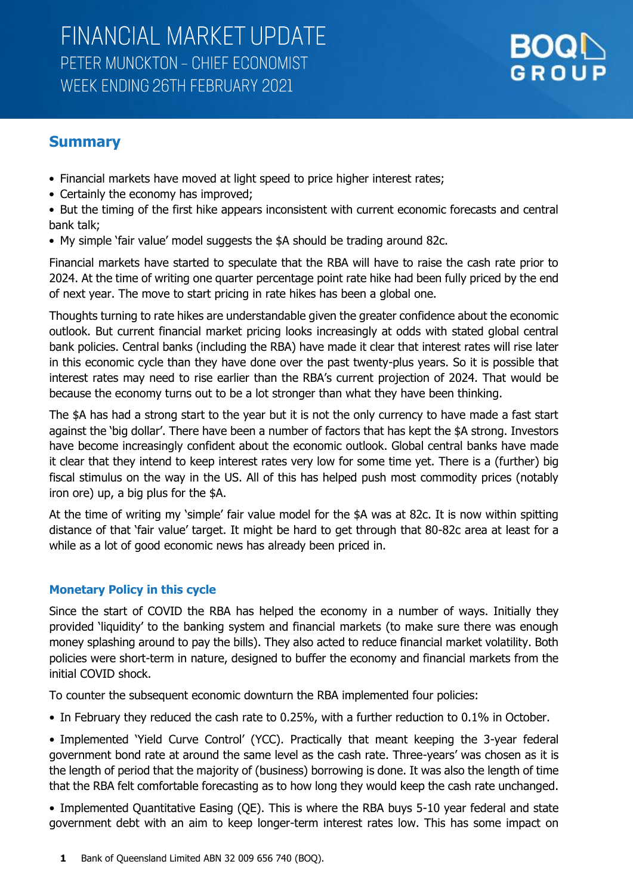# FINANCIAL MARKET UPDATE

PETER MUNCKTON – CHIEF ECONOMIST

WEEK ENDING 26TH FEBRUARY 2021

BOQ GROUP

## Summary

- Financial markets have moved at light speed to price higher interest rates;
- Certainly the economy has improved;
- But the timing of the first hike appears inconsistent with current economic forecasts and central bank talk;
- My simple 'fair value' model suggests the $A should be trading around 82c.

Financial markets have started to speculate that the RBA will have to raise the cash rate prior to 2024. At the time of writing one quarter percentage point rate hike had been fully priced by the end of next year. The move to start pricing in rate hikes has been a global one.

Thoughts turning to rate hikes are understandable given the greater confidence about the economic outlook. But current financial market pricing looks increasingly at odds with stated global central bank policies. Central banks (including the RBA) have made it clear that interest rates will rise later in this economic cycle than they have done over the past twenty-plus years. So it is possible that interest rates may need to rise earlier than the RBA's current projection of 2024. That would be because the economy turns out to be a lot stronger than what they have been thinking.

The $A has had a strong start to the year but it is not the only currency to have made a fast start against the 'big dollar'. There have been a number of factors that has kept the $A strong. Investors have become increasingly confident about the economic outlook. Global central banks have made it clear that they intend to keep interest rates very low for some time yet. There is a (further) big fiscal stimulus on the way in the US. All of this has helped push most commodity prices (notably iron ore) up, a big plus for the $A.

At the time of writing my 'simple' fair value model for the $A was at 82c. It is now within spitting distance of that 'fair value' target. It might be hard to get through that 80-82c area at least for a while as a lot of good economic news has already been priced in.

### Monetary Policy in this cycle

Since the start of COVID the RBA has helped the economy in a number of ways. Initially they provided 'liquidity' to the banking system and financial markets (to make sure there was enough money splashing around to pay the bills). They also acted to reduce financial market volatility. Both policies were short-term in nature, designed to buffer the economy and financial markets from the initial COVID shock.

To counter the subsequent economic downturn the RBA implemented four policies:

- In February they reduced the cash rate to 0.25%, with a further reduction to 0.1% in October.
- Implemented 'Yield Curve Control' (YCC). Practically that meant keeping the 3-year federal government bond rate at around the same level as the cash rate. Three-years' was chosen as it is the length of period that the majority of (business) borrowing is done. It was also the length of time that the RBA felt comfortable forecasting as to how long they would keep the cash rate unchanged.
- Implemented Quantitative Easing (QE). This is where the RBA buys 5-10 year federal and state government debt with an aim to keep longer-term interest rates low. This has some impact on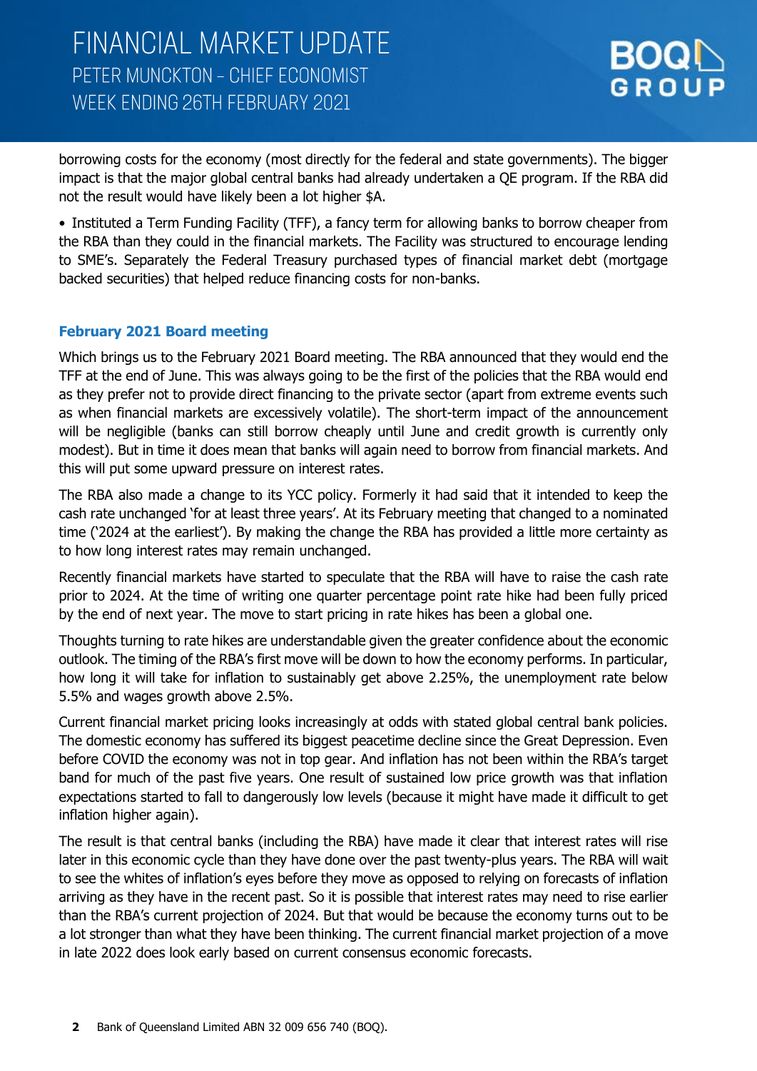borrowing costs for the economy (most directly for the federal and state governments). The bigger impact is that the major global central banks had already undertaken a QE program. If the RBA did not the result would have likely been a lot higher $A.

• Instituted a Term Funding Facility (TFF), a fancy term for allowing banks to borrow cheaper from the RBA than they could in the financial markets. The Facility was structured to encourage lending to SME's. Separately the Federal Treasury purchased types of financial market debt (mortgage backed securities) that helped reduce financing costs for non-banks.

### February 2021 Board meeting

Which brings us to the February 2021 Board meeting. The RBA announced that they would end the TFF at the end of June. This was always going to be the first of the policies that the RBA would end as they prefer not to provide direct financing to the private sector (apart from extreme events such as when financial markets are excessively volatile). The short-term impact of the announcement will be negligible (banks can still borrow cheaply until June and credit growth is currently only modest). But in time it does mean that banks will again need to borrow from financial markets. And this will put some upward pressure on interest rates.

The RBA also made a change to its YCC policy. Formerly it had said that it intended to keep the cash rate unchanged 'for at least three years'. At its February meeting that changed to a nominated time ('2024 at the earliest'). By making the change the RBA has provided a little more certainty as to how long interest rates may remain unchanged.

Recently financial markets have started to speculate that the RBA will have to raise the cash rate prior to 2024. At the time of writing one quarter percentage point rate hike had been fully priced by the end of next year. The move to start pricing in rate hikes has been a global one.

Thoughts turning to rate hikes are understandable given the greater confidence about the economic outlook. The timing of the RBA's first move will be down to how the economy performs. In particular, how long it will take for inflation to sustainably get above 2.25%, the unemployment rate below 5.5% and wages growth above 2.5%.

Current financial market pricing looks increasingly at odds with stated global central bank policies. The domestic economy has suffered its biggest peacetime decline since the Great Depression. Even before COVID the economy was not in top gear. And inflation has not been within the RBA's target band for much of the past five years. One result of sustained low price growth was that inflation expectations started to fall to dangerously low levels (because it might have made it difficult to get inflation higher again).

The result is that central banks (including the RBA) have made it clear that interest rates will rise later in this economic cycle than they have done over the past twenty-plus years. The RBA will wait to see the whites of inflation's eyes before they move as opposed to relying on forecasts of inflation arriving as they have in the recent past. So it is possible that interest rates may need to rise earlier than the RBA's current projection of 2024. But that would be because the economy turns out to be a lot stronger than what they have been thinking. The current financial market projection of a move in late 2022 does look early based on current consensus economic forecasts.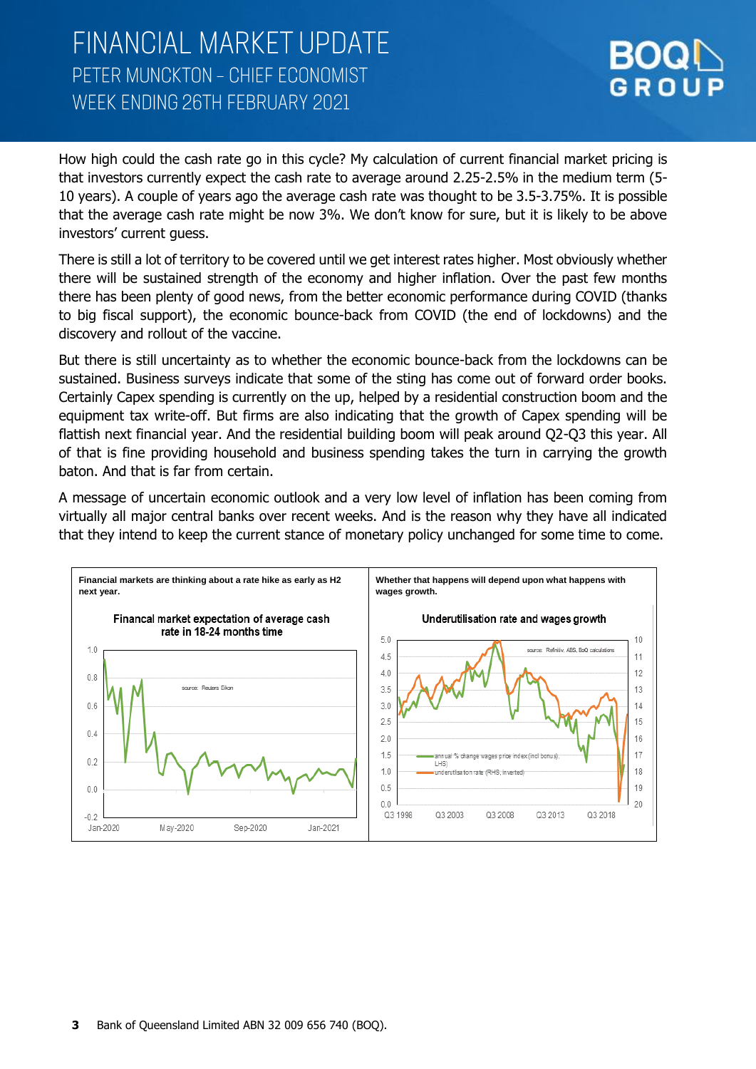How high could the cash rate go in this cycle? My calculation of current financial market pricing is that investors currently expect the cash rate to average around 2.25-2.5% in the medium term (5-10 years). A couple of years ago the average cash rate was thought to be 3.5-3.75%. It is possible that the average cash rate might be now 3%. We don't know for sure, but it is likely to be above investors' current guess.

There is still a lot of territory to be covered until we get interest rates higher. Most obviously whether there will be sustained strength of the economy and higher inflation. Over the past few months there has been plenty of good news, from the better economic performance during COVID (thanks to big fiscal support), the economic bounce-back from COVID (the end of lockdowns) and the discovery and rollout of the vaccine.

But there is still uncertainty as to whether the economic bounce-back from the lockdowns can be sustained. Business surveys indicate that some of the sting has come out of forward order books. Certainly Capex spending is currently on the up, helped by a residential construction boom and the equipment tax write-off. But firms are also indicating that the growth of Capex spending will be flattish next financial year. And the residential building boom will peak around Q2-Q3 this year. All of that is fine providing household and business spending takes the turn in carrying the growth baton. And that is far from certain.

A message of uncertain economic outlook and a very low level of inflation has been coming from virtually all major central banks over recent weeks. And is the reason why they have all indicated that they intend to keep the current stance of monetary policy unchanged for some time to come.

**Financial markets are thinking about a rate hike as early as H2 next year.**

**Whether that happens will depend upon what happens with wages growth.**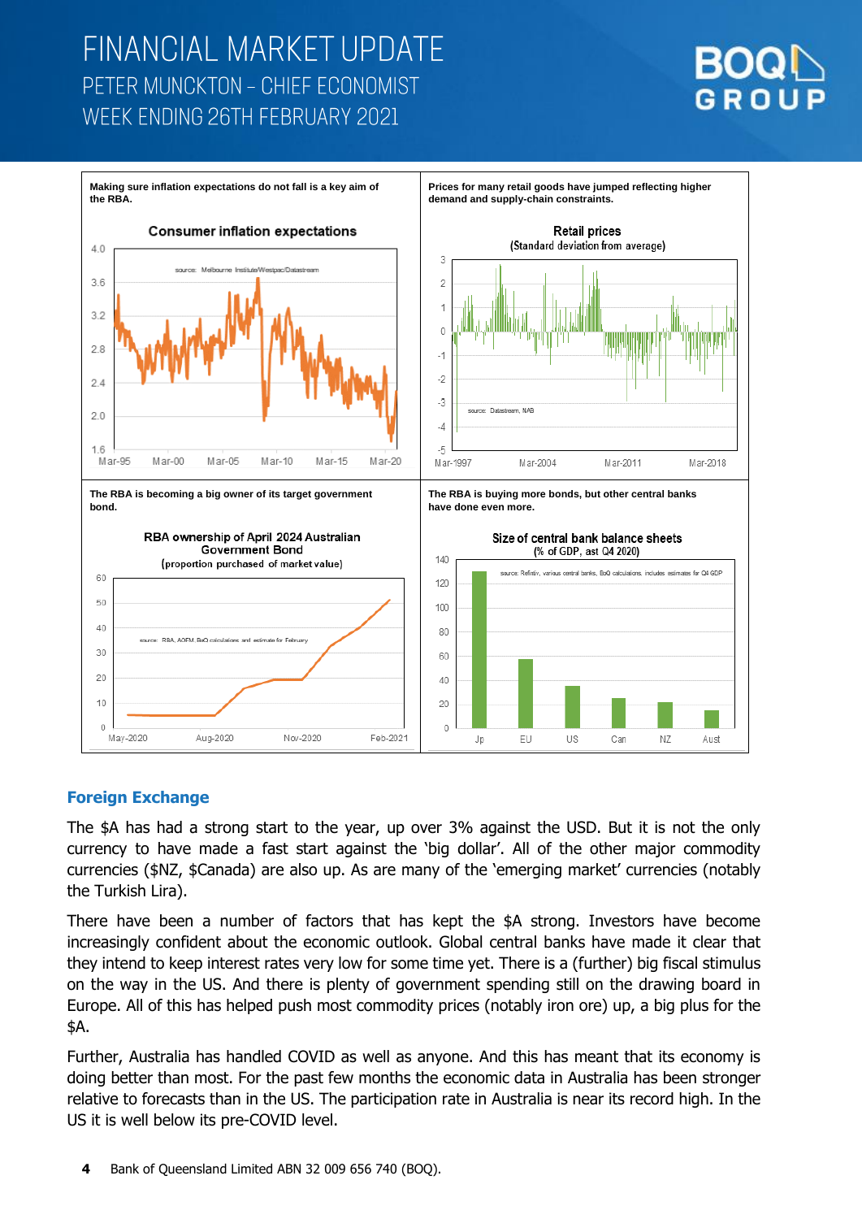Making sure inflation expectations do not fall is a key aim of the RBA.

Prices for many retail goods have jumped reflecting higher demand and supply-chain constraints.

The RBA is becoming a big owner of its target government bond.

The RBA is buying more bonds, but other central banks have done even more.

## Foreign Exchange

The $A has had a strong start to the year, up over 3% against the USD. But it is not the only currency to have made a fast start against the 'big dollar'. All of the other major commodity currencies ($NZ, $Canada) are also up. As are many of the 'emerging market' currencies (notably the Turkish Lira).

There have been a number of factors that has kept the $A strong. Investors have become increasingly confident about the economic outlook. Global central banks have made it clear that they intend to keep interest rates very low for some time yet. There is a (further) big fiscal stimulus on the way in the US. And there is plenty of government spending still on the drawing board in Europe. All of this has helped push most commodity prices (notably iron ore) up, a big plus for the $A.

Further, Australia has handled COVID as well as anyone. And this has meant that its economy is doing better than most. For the past few months the economic data in Australia has been stronger relative to forecasts than in the US. The participation rate in Australia is near its record high. In the US it is well below its pre-COVID level.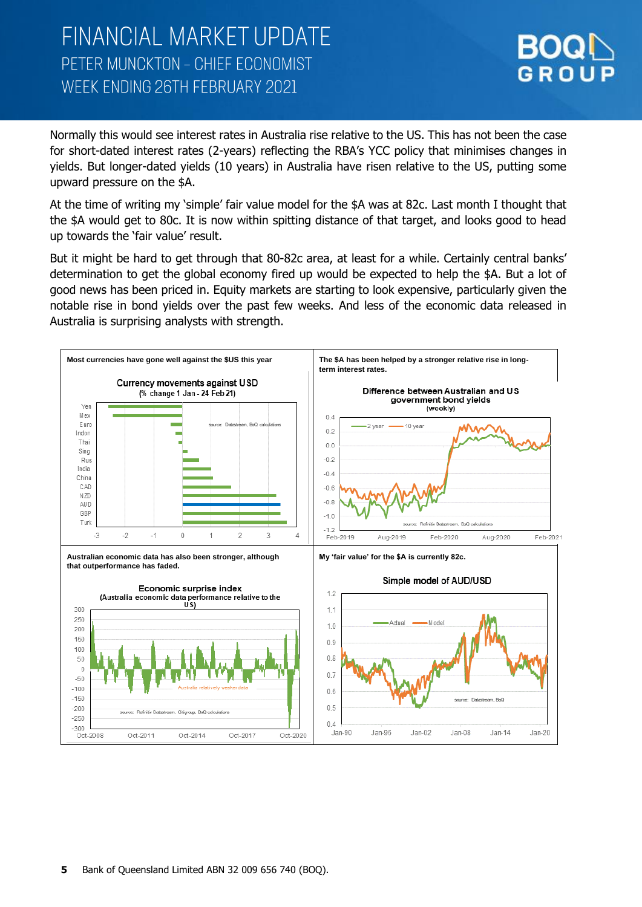Normally this would see interest rates in Australia rise relative to the US. This has not been the case for short-dated interest rates (2-years) reflecting the RBA's YCC policy that minimises changes in yields. But longer-dated yields (10 years) in Australia have risen relative to the US, putting some upward pressure on the $A.

At the time of writing my 'simple' fair value model for the $A was at 82c. Last month I thought that the $A would get to 80c. It is now within spitting distance of that target, and looks good to head up towards the 'fair value' result.

But it might be hard to get through that 80-82c area, at least for a while. Certainly central banks' determination to get the global economy fired up would be expected to help the $A. But a lot of good news has been priced in. Equity markets are starting to look expensive, particularly given the notable rise in bond yields over the past few weeks. And less of the economic data released in Australia is surprising analysts with strength.

**Most currencies have gone well against the $US this year**

**The $A has been helped by a stronger relative rise in long-term interest rates.**

**Australian economic data has also been stronger, although that outperformance has faded.**

**My 'fair value' for the $A is currently 82c.**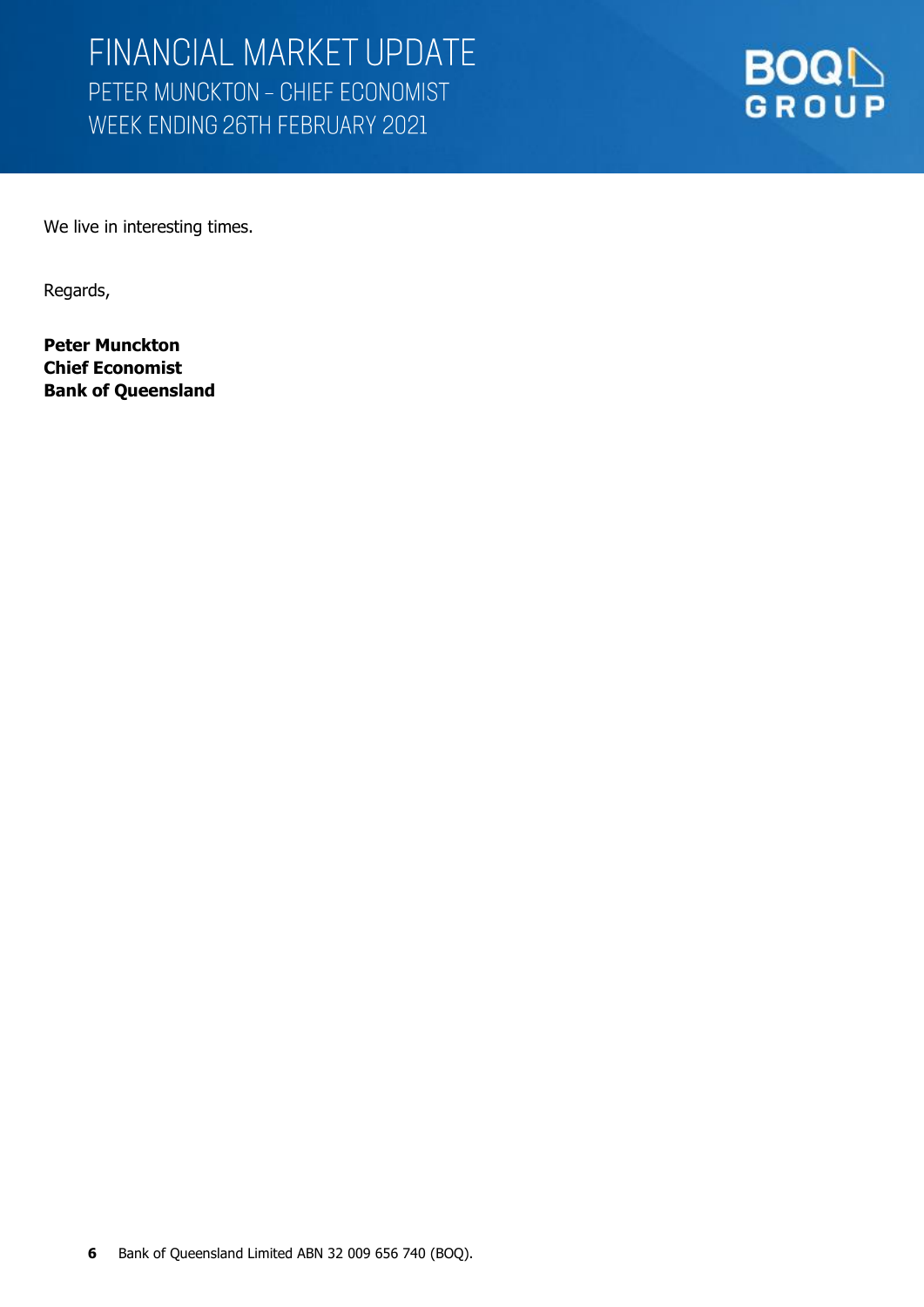We live in interesting times.

Regards,

**Peter Munckton**
**Chief Economist**
**Bank of Queensland**

Bank of Queensland Limited ABN 32 009 656 740 (BOQ).